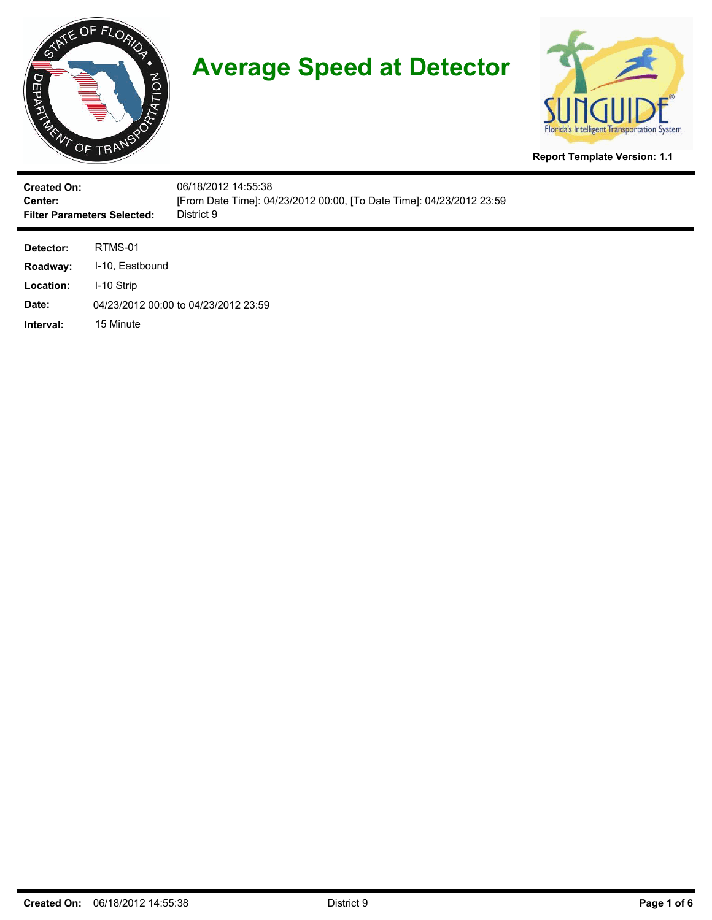# Average Speed at Detector

**Report Template Version: 1.1**

**Created On:** 06/18/2012 14:55:38
**Center:** [From Date Time]: 04/23/2012 00:00, [To Date Time]: 04/23/2012 23:59
**Filter Parameters Selected:** District 9

**Detector:** RTMS-01
**Roadway:** I-10, Eastbound
**Location:** I-10 Strip
**Date:** 04/23/2012 00:00 to 04/23/2012 23:59
**Interval:** 15 Minute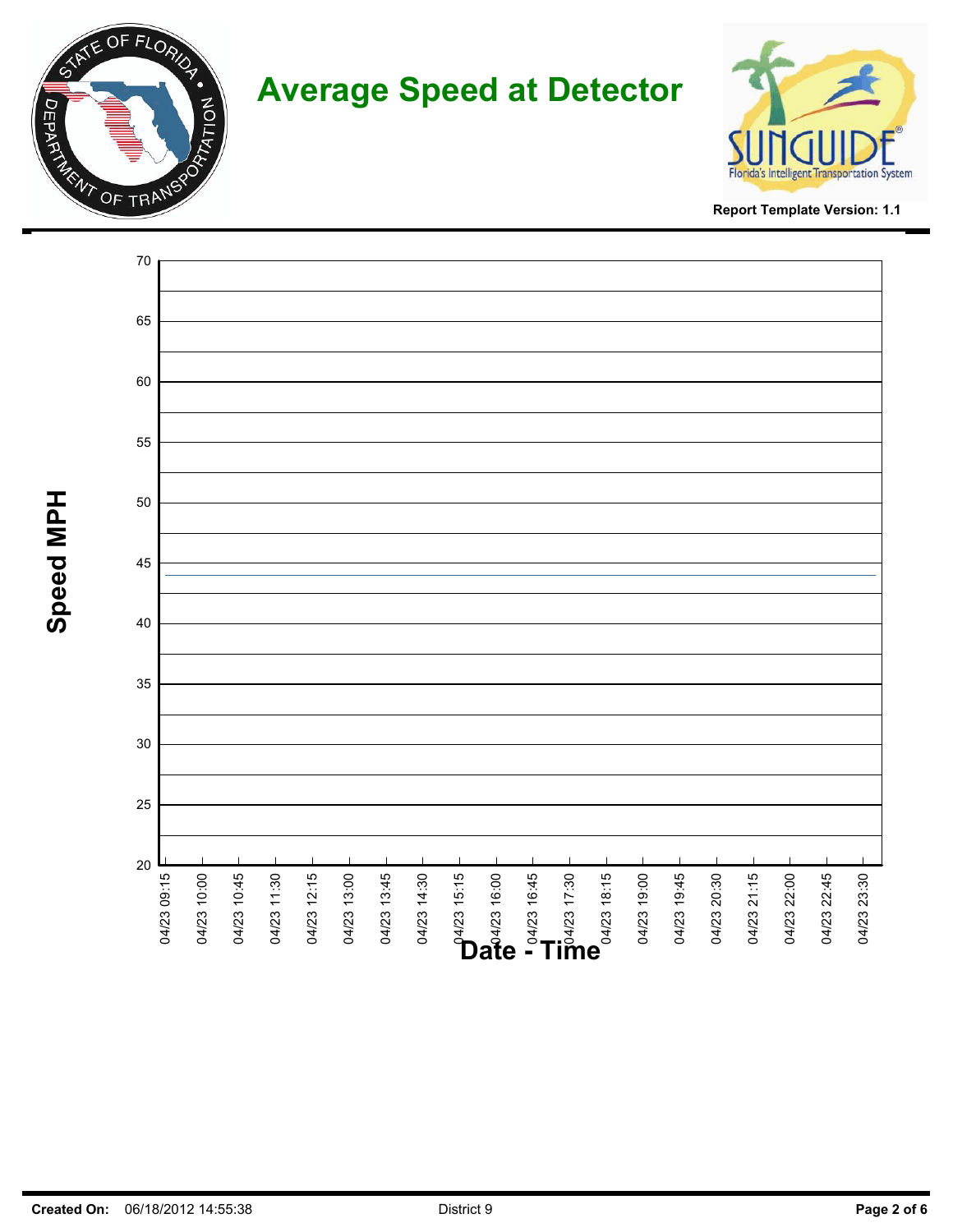# Average Speed at Detector

Report Template Version: 1.1

Speed MPH

70
65
60
55
50
45
40
35
30
25
20

04/23 09:15 | 04/23 10:00 | 04/23 10:45 | 04/23 11:30 | 04/23 12:15 | 04/23 13:00 | 04/23 13:45 | 04/23 14:30 | 04/23 15:15 | 04/23 16:00 | 04/23 16:45 | 04/23 17:30 | 04/23 18:15 | 04/23 19:00 | 04/23 19:45 | 04/23 20:30 | 04/23 21:15 | 04/23 22:00 | 04/23 22:45 | 04/23 23:30

Date - Time

**Created On:** 06/18/2012 14:55:38 District 9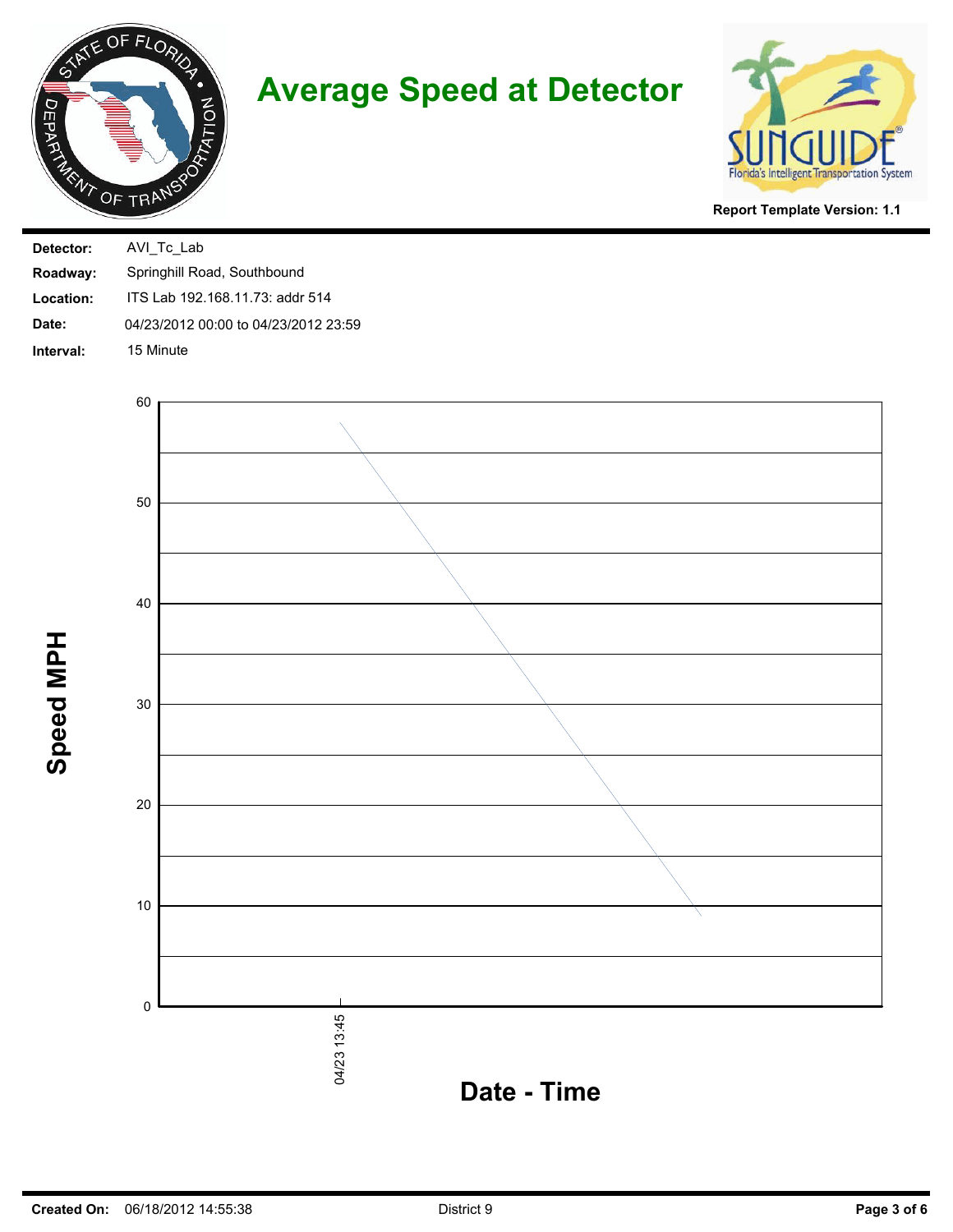# Average Speed at Detector

**Report Template Version: 1.1**

**Detector:** AVI_Tc_Lab

**Roadway:** Springhill Road, Southbound

**Location:** ITS Lab 192.168.11.73: addr 514

**Date:** 04/23/2012 00:00 to 04/23/2012 23:59

**Interval:** 15 Minute

Speed MPH

60
50
40
30
20
10
0

04/23 13:45

**Date - Time**

**Created On:** 06/18/2012 14:55:38

District 9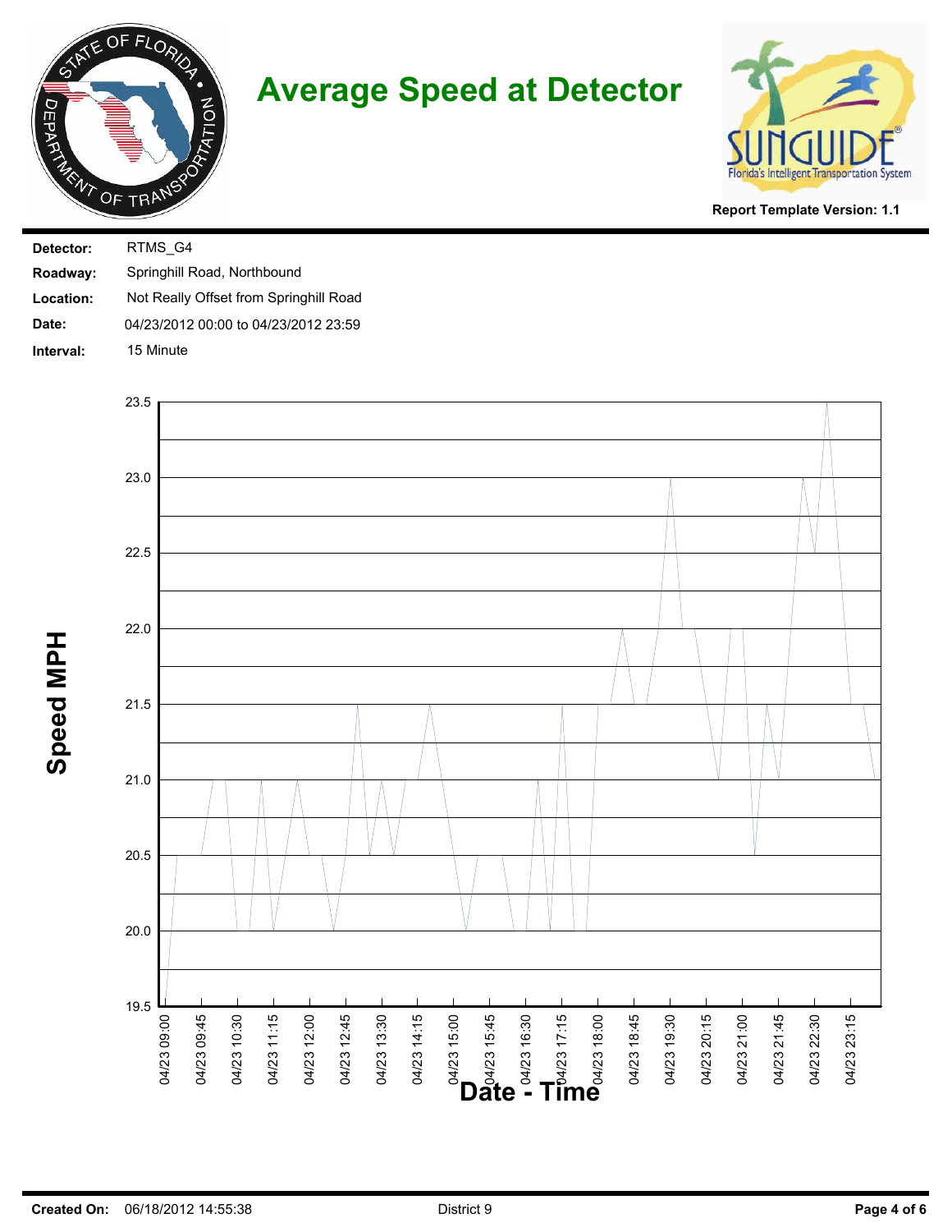# Average Speed at Detector

**Report Template Version: 1.1**

| | |
|---|---|
| **Detector:** | RTMS_G4 |
| **Roadway:** | Springhill Road, Northbound |
| **Location:** | Not Really Offset from Springhill Road |
| **Date:** | 04/23/2012 00:00 to 04/23/2012 23:59 |
| **Interval:** | 15 Minute |

**Speed MPH**

23.5
23.0
22.5
22.0
21.5
21.0
20.5
20.0
19.5

04/23 09:00, 04/23 09:45, 04/23 10:30, 04/23 11:15, 04/23 12:00, 04/23 12:45, 04/23 13:30, 04/23 14:15, 04/23 15:00, 04/23 15:45, 04/23 16:30, 04/23 17:15, 04/23 18:00, 04/23 18:45, 04/23 19:30, 04/23 20:15, 04/23 21:00, 04/23 21:45, 04/23 22:30, 04/23 23:15

**Date - Time**

**Created On:** 06/18/2012 14:55:38 District 9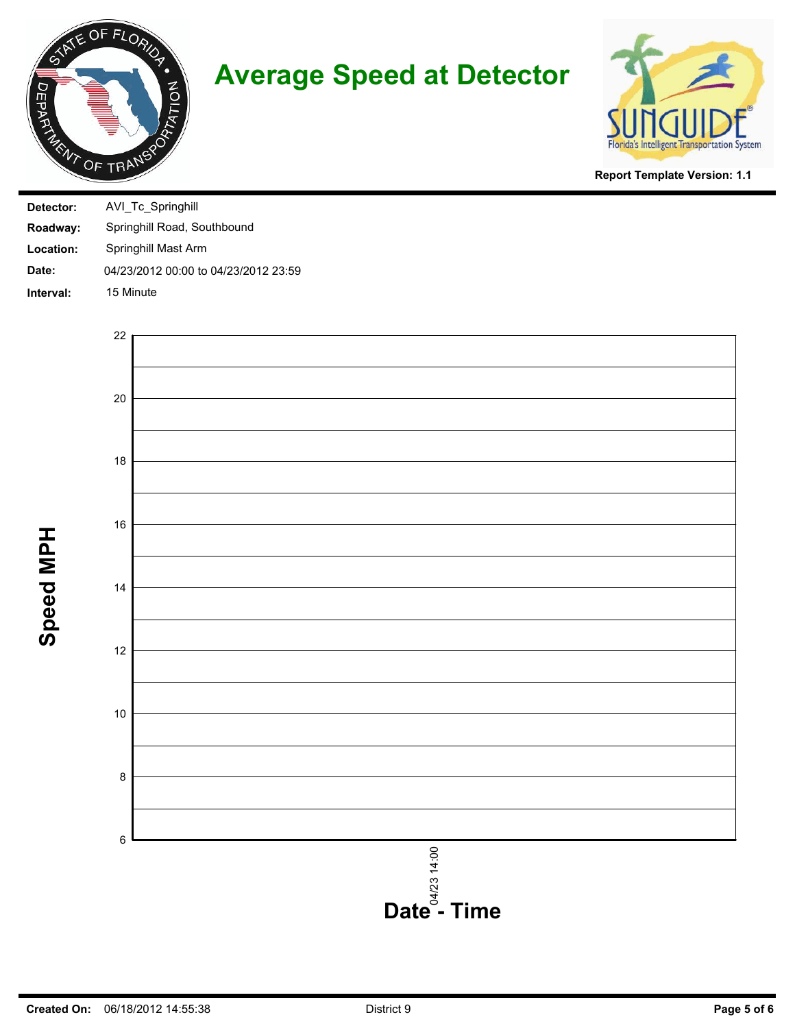# Average Speed at Detector

Report Template Version: 1.1

| | |
|---|---|
| **Detector:** | AVI_Tc_Springhill |
| **Roadway:** | Springhill Road, Southbound |
| **Location:** | Springhill Mast Arm |
| **Date:** | 04/23/2012 00:00 to 04/23/2012 23:59 |
| **Interval:** | 15 Minute |

**Speed MPH**

22
20
18
16
14
12
10
8
6

04/23 14:00

**Date - Time**

**Created On:** 06/18/2012 14:55:38

District 9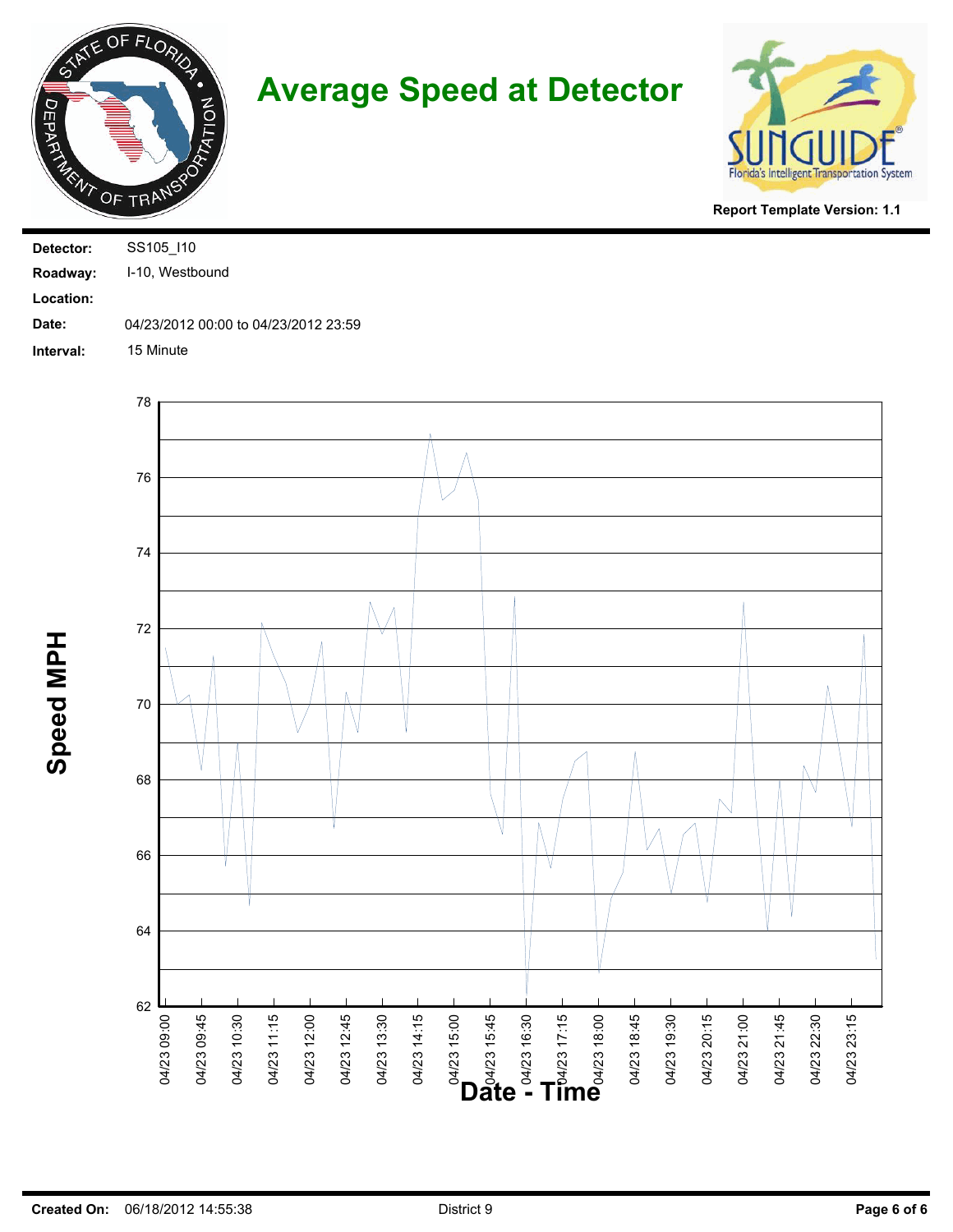# Average Speed at Detector

Report Template Version: 1.1

**Detector:** SS105_I10

**Roadway:** I-10, Westbound

**Location:**

**Date:** 04/23/2012 00:00 to 04/23/2012 23:59

**Interval:** 15 Minute

Speed MPH

78
76
74
72
70
68
66
64
62

04/23 09:00
04/23 09:45
04/23 10:30
04/23 11:15
04/23 12:00
04/23 12:45
04/23 13:30
04/23 14:15
04/23 15:00
04/23 15:45
04/23 16:30
04/23 17:15
04/23 18:00
04/23 18:45
04/23 19:30
04/23 20:15
04/23 21:00
04/23 21:45
04/23 22:30
04/23 23:15

Date - Time

**Created On:** 06/18/2012 14:55:38 District 9